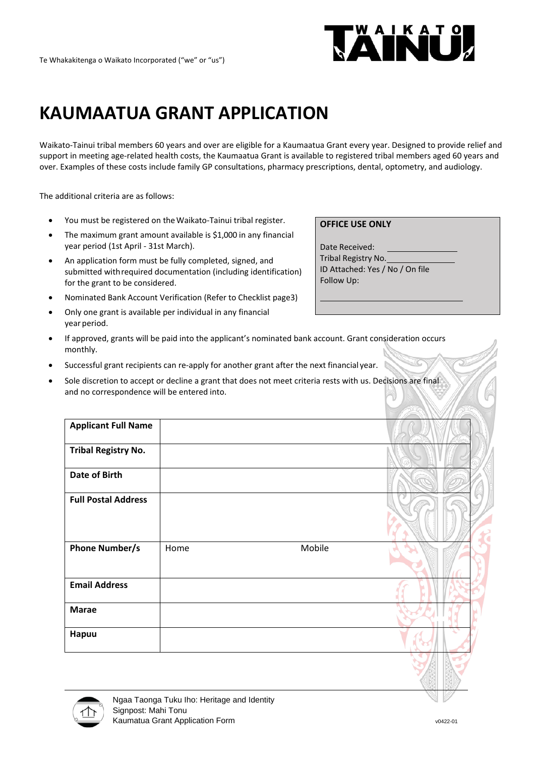Te Whakakitenga o Waikato Incorporated ("we" or "us")

# KAUMAATUA GRANT APPLICATION

Waikato-Tainui tribal members 60 years and over are eligible for a Kaumaatua Grant every year. Designed to provide relief and support in meeting age-related health costs, the Kaumaatua Grant is available to registered tribal members aged 60 years and over. Examples of these costs include family GP consultations, pharmacy prescriptions, dental, optometry, and audiology.

The additional criteria are as follows:

- You must be registered on the Waikato-Tainui tribal register.
- The maximum grant amount available is $1,000 in any financial year period (1st April - 31st March).
- An application form must be fully completed, signed, and submitted with required documentation (including identification) for the grant to be considered.
- Nominated Bank Account Verification (Refer to Checklist page3)
- Only one grant is available per individual in any financial year period.
- If approved, grants will be paid into the applicant's nominated bank account. Grant consideration occurs monthly.
- Successful grant recipients can re-apply for another grant after the next financial year.
- Sole discretion to accept or decline a grant that does not meet criteria rests with us. Decisions are final and no correspondence will be entered into.

**OFFICE USE ONLY**

Date Received: ____________
Tribal Registry No. ____________
ID Attached: Yes / No / On file
Follow Up:

____________

| **Applicant Full Name** | | |
|---|---|---|
| **Tribal Registry No.** | | |
| **Date of Birth** | | |
| **Full Postal Address** | | |
| **Phone Number/s** | Home | Mobile |
| **Email Address** | | |
| **Marae** | | |
| **Hapuu** | | |

Ngaa Taonga Tuku Iho: Heritage and Identity
Signpost: Mahi Tonu
Kaumatua Grant Application Form

v0422-01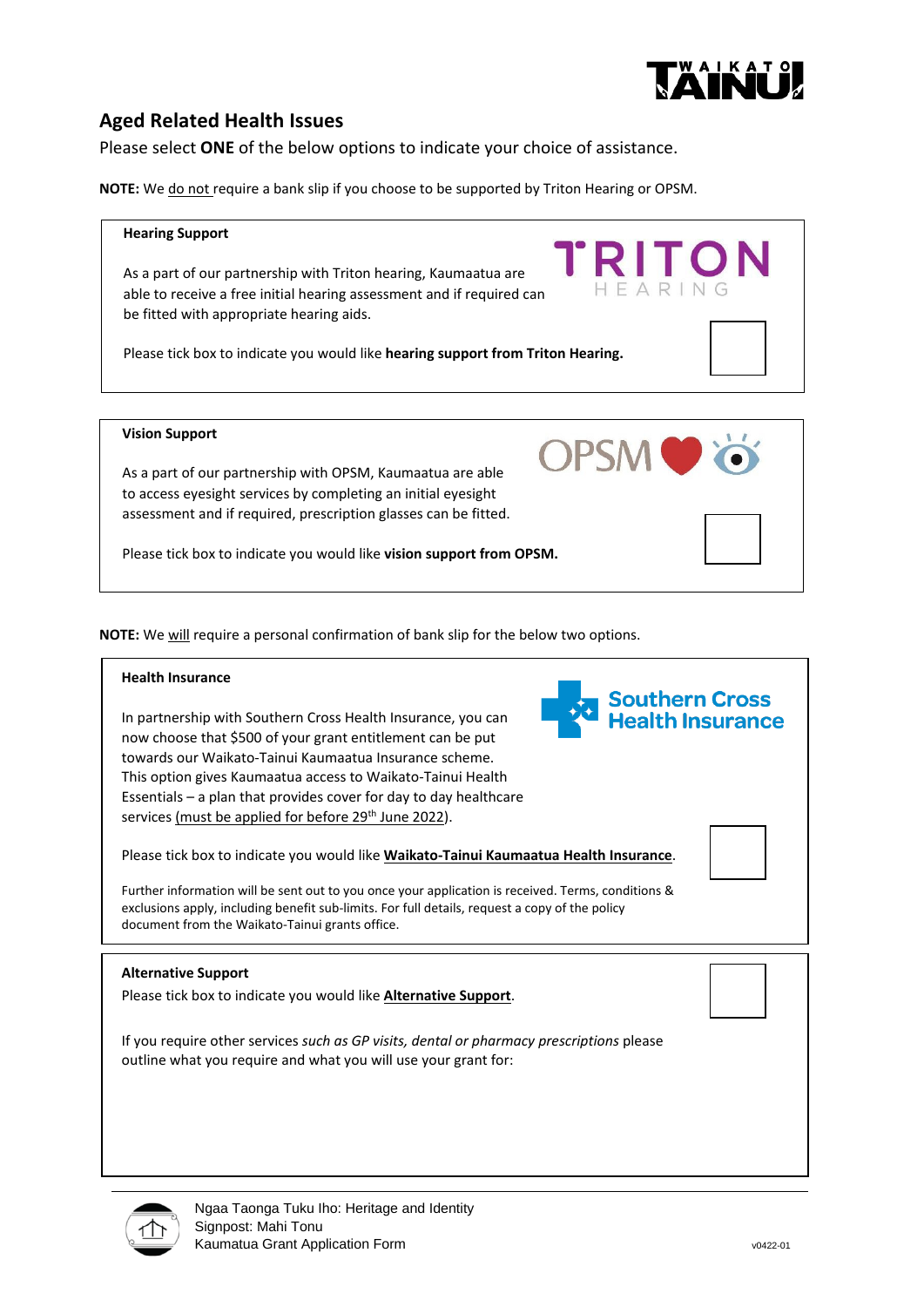## Aged Related Health Issues

Please select **ONE** of the below options to indicate your choice of assistance.

**NOTE:** We do not require a bank slip if you choose to be supported by Triton Hearing or OPSM.

---

**Hearing Support**

As a part of our partnership with Triton hearing, Kaumaatua are able to receive a free initial hearing assessment and if required can be fitted with appropriate hearing aids.

Please tick box to indicate you would like **hearing support from Triton Hearing.** ☐

---

**Vision Support**

As a part of our partnership with OPSM, Kaumaatua are able to access eyesight services by completing an initial eyesight assessment and if required, prescription glasses can be fitted.

Please tick box to indicate you would like **vision support from OPSM.** ☐

---

**NOTE:** We will require a personal confirmation of bank slip for the below two options.

---

**Health Insurance**

In partnership with Southern Cross Health Insurance, you can now choose that $500 of your grant entitlement can be put towards our Waikato-Tainui Kaumaatua Insurance scheme. This option gives Kaumaatua access to Waikato-Tainui Health Essentials – a plan that provides cover for day to day healthcare services (must be applied for before 29th June 2022).

Please tick box to indicate you would like **Waikato-Tainui Kaumaatua Health Insurance**. ☐

Further information will be sent out to you once your application is received. Terms, conditions & exclusions apply, including benefit sub-limits. For full details, request a copy of the policy document from the Waikato-Tainui grants office.

---

**Alternative Support**

Please tick box to indicate you would like **Alternative Support**. ☐

If you require other services *such as GP visits, dental or pharmacy prescriptions* please outline what you require and what you will use your grant for: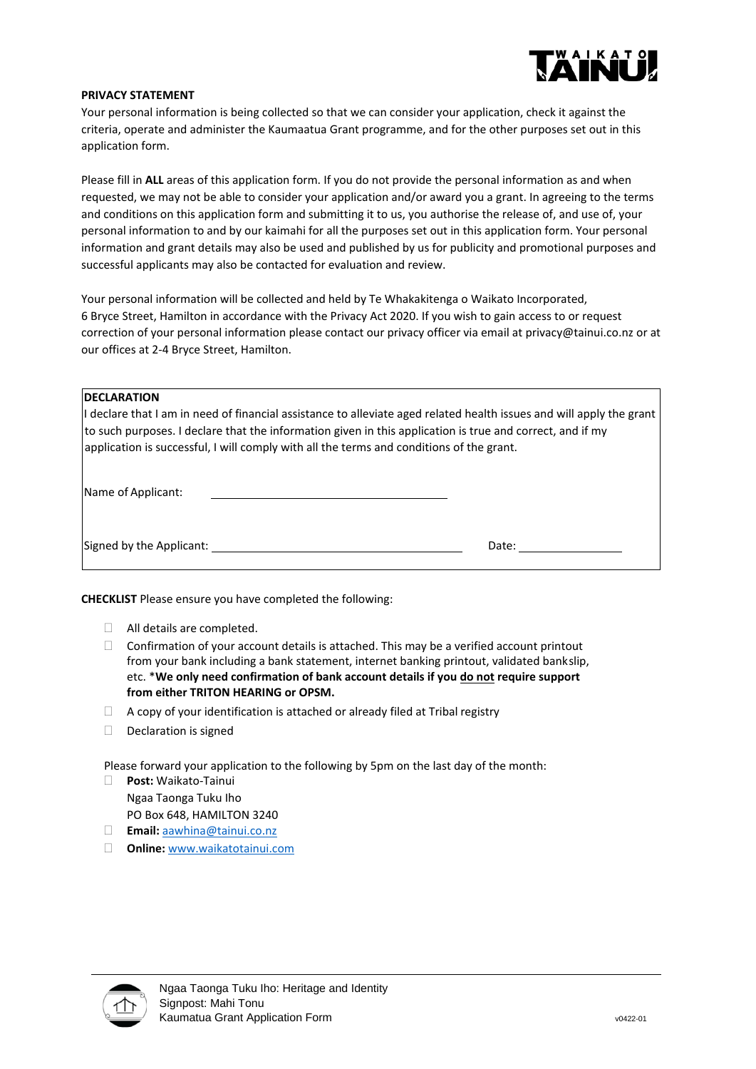**PRIVACY STATEMENT**

Your personal information is being collected so that we can consider your application, check it against the criteria, operate and administer the Kaumaatua Grant programme, and for the other purposes set out in this application form.

Please fill in **ALL** areas of this application form. If you do not provide the personal information as and when requested, we may not be able to consider your application and/or award you a grant. In agreeing to the terms and conditions on this application form and submitting it to us, you authorise the release of, and use of, your personal information to and by our kaimahi for all the purposes set out in this application form. Your personal information and grant details may also be used and published by us for publicity and promotional purposes and successful applicants may also be contacted for evaluation and review.

Your personal information will be collected and held by Te Whakakitenga o Waikato Incorporated, 6 Bryce Street, Hamilton in accordance with the Privacy Act 2020. If you wish to gain access to or request correction of your personal information please contact our privacy officer via email at privacy@tainui.co.nz or at our offices at 2-4 Bryce Street, Hamilton.

**DECLARATION**

I declare that I am in need of financial assistance to alleviate aged related health issues and will apply the grant to such purposes. I declare that the information given in this application is true and correct, and if my application is successful, I will comply with all the terms and conditions of the grant.

Name of Applicant: ______________________________

Signed by the Applicant: ______________________________ Date: ______________

**CHECKLIST** Please ensure you have completed the following:

- ☐ All details are completed.
- ☐ Confirmation of your account details is attached. This may be a verified account printout from your bank including a bank statement, internet banking printout, validated bankslip, etc. ***We only need confirmation of bank account details if you do not require support from either TRITON HEARING or OPSM.**
- ☐ A copy of your identification is attached or already filed at Tribal registry
- ☐ Declaration is signed

Please forward your application to the following by 5pm on the last day of the month:

- ☐ **Post:** Waikato-Tainui
  Ngaa Taonga Tuku Iho
  PO Box 648, HAMILTON 3240
- ☐ **Email:** aawhina@tainui.co.nz
- ☐ **Online:** www.waikatotainui.com